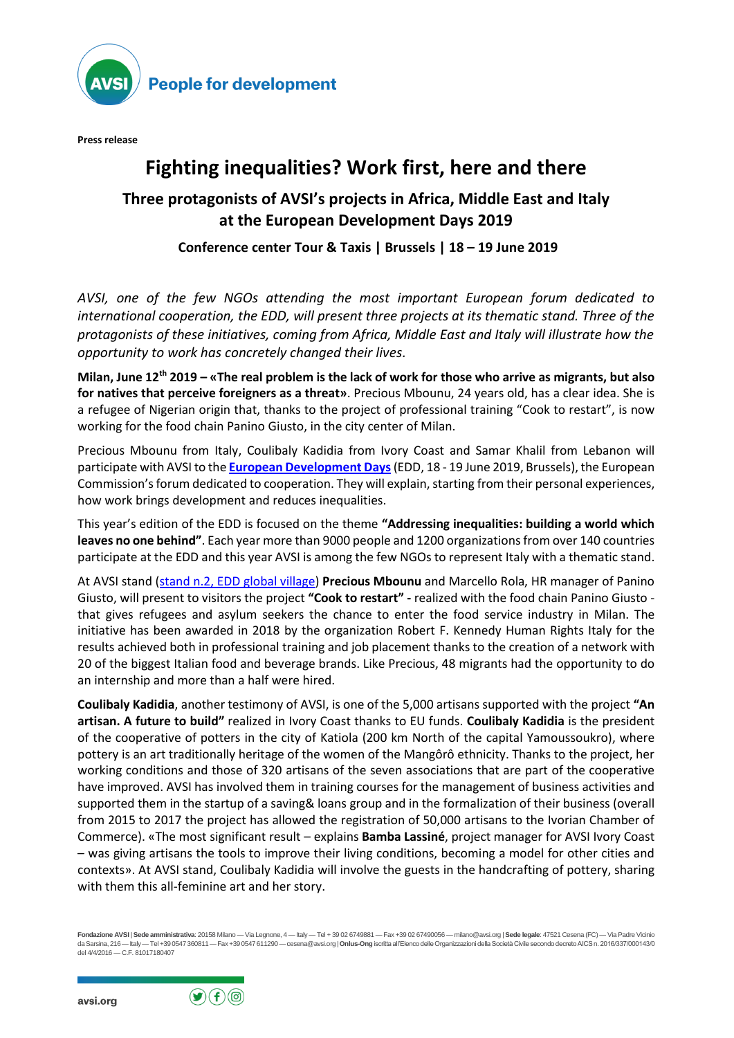Press release

# Fighting inequalities? Work first, here and there

## Three protagonists of AVSI's projects in Africa, Middle East and Italy at the European Development Days 2019

### Conference center Tour & Taxis | Brussels | 18 – 19 June 2019

*AVSI, one of the few NGOs attending the most important European forum dedicated to international cooperation, the EDD, will present three projects at its thematic stand. Three of the protagonists of these initiatives, coming from Africa, Middle East and Italy will illustrate how the opportunity to work has concretely changed their lives.*

**Milan, June 12th 2019 – «The real problem is the lack of work for those who arrive as migrants, but also for natives that perceive foreigners as a threat»**. Precious Mbounu, 24 years old, has a clear idea. She is a refugee of Nigerian origin that, thanks to the project of professional training "Cook to restart", is now working for the food chain Panino Giusto, in the city center of Milan.

Precious Mbounu from Italy, Coulibaly Kadidia from Ivory Coast and Samar Khalil from Lebanon will participate with AVSI to the **European Development Days** (EDD, 18 - 19 June 2019, Brussels), the European Commission's forum dedicated to cooperation. They will explain, starting from their personal experiences, how work brings development and reduces inequalities.

This year's edition of the EDD is focused on the theme **"Addressing inequalities: building a world which leaves no one behind"**. Each year more than 9000 people and 1200 organizations from over 140 countries participate at the EDD and this year AVSI is among the few NGOs to represent Italy with a thematic stand.

At AVSI stand (stand n.2, EDD global village) **Precious Mbounu** and Marcello Rola, HR manager of Panino Giusto, will present to visitors the project **"Cook to restart" -** realized with the food chain Panino Giusto - that gives refugees and asylum seekers the chance to enter the food service industry in Milan. The initiative has been awarded in 2018 by the organization Robert F. Kennedy Human Rights Italy for the results achieved both in professional training and job placement thanks to the creation of a network with 20 of the biggest Italian food and beverage brands. Like Precious, 48 migrants had the opportunity to do an internship and more than a half were hired.

**Coulibaly Kadidia**, another testimony of AVSI, is one of the 5,000 artisans supported with the project **"An artisan. A future to build"** realized in Ivory Coast thanks to EU funds. **Coulibaly Kadidia** is the president of the cooperative of potters in the city of Katiola (200 km North of the capital Yamoussoukro), where pottery is an art traditionally heritage of the women of the Mangôrô ethnicity. Thanks to the project, her working conditions and those of 320 artisans of the seven associations that are part of the cooperative have improved. AVSI has involved them in training courses for the management of business activities and supported them in the startup of a saving& loans group and in the formalization of their business (overall from 2015 to 2017 the project has allowed the registration of 50,000 artisans to the Ivorian Chamber of Commerce). «The most significant result – explains **Bamba Lassiné**, project manager for AVSI Ivory Coast – was giving artisans the tools to improve their living conditions, becoming a model for other cities and contexts». At AVSI stand, Coulibaly Kadidia will involve the guests in the handcrafting of pottery, sharing with them this all-feminine art and her story.

**Fondazione AVSI** | **Sede amministrativa**: 20158 Milano — Via Legnone, 4 — Italy — Tel + 39 02 6749881 — Fax +39 02 67490056 — milano@avsi.org | **Sede legale**: 47521 Cesena (FC) — Via Padre Vicinio da Sarsina, 216 — Italy — Tel +39 0547 360811 — Fax +39 0547 611290 — cesena@avsi.org | **Onlus-Ong** iscritta all'Elenco delle Organizzazioni della Società Civile secondo decreto AICS n. 2016/337/000143/0 del 4/4/2016 — C.F. 81017180407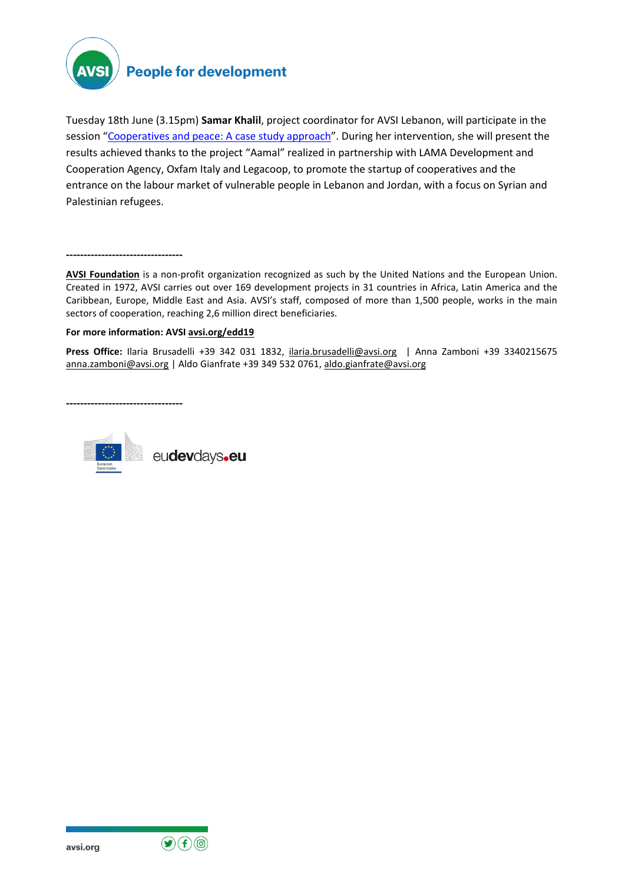Tuesday 18th June (3.15pm) **Samar Khalil**, project coordinator for AVSI Lebanon, will participate in the session "Cooperatives and peace: A case study approach". During her intervention, she will present the results achieved thanks to the project "Aamal" realized in partnership with LAMA Development and Cooperation Agency, Oxfam Italy and Legacoop, to promote the startup of cooperatives and the entrance on the labour market of vulnerable people in Lebanon and Jordan, with a focus on Syrian and Palestinian refugees.

**---------------------------------**

**AVSI Foundation** is a non-profit organization recognized as such by the United Nations and the European Union. Created in 1972, AVSI carries out over 169 development projects in 31 countries in Africa, Latin America and the Caribbean, Europe, Middle East and Asia. AVSI's staff, composed of more than 1,500 people, works in the main sectors of cooperation, reaching 2,6 million direct beneficiaries.

**For more information: AVSI avsi.org/edd19**

**Press Office:** Ilaria Brusadelli +39 342 031 1832, ilaria.brusadelli@avsi.org | Anna Zamboni +39 3340215675 anna.zamboni@avsi.org | Aldo Gianfrate +39 349 532 0761, aldo.gianfrate@avsi.org

**---------------------------------**

eudevdays.eu